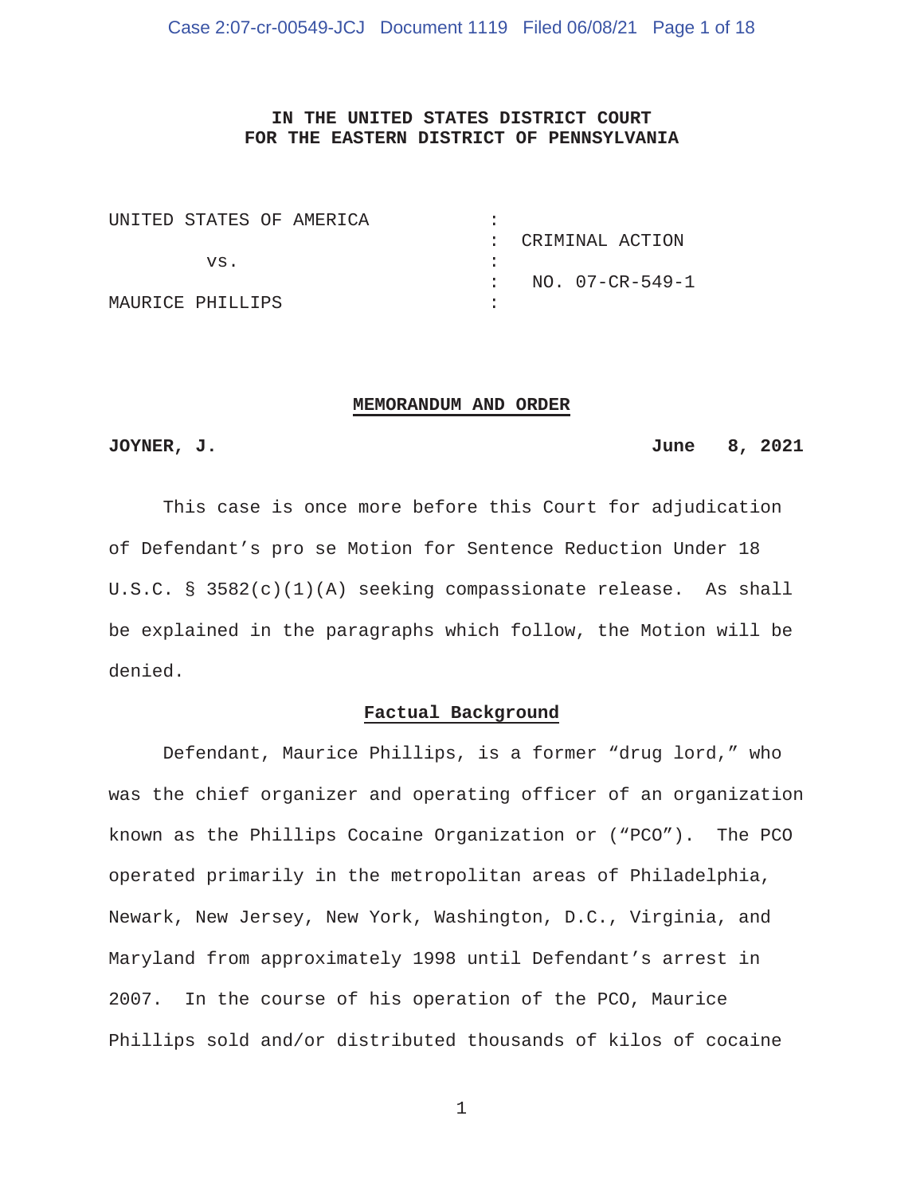**IN THE UNITED STATES DISTRICT COURT**
**FOR THE EASTERN DISTRICT OF PENNSYLVANIA**

| | | |
|---|---|---|
| UNITED STATES OF AMERICA | : | |
| | : | CRIMINAL ACTION |
| vs. | : | |
| | : | NO. 07-CR-549-1 |
| MAURICE PHILLIPS | : | |

## MEMORANDUM AND ORDER

**JOYNER, J.** **June 8, 2021**

This case is once more before this Court for adjudication of Defendant's pro se Motion for Sentence Reduction Under 18 U.S.C. § 3582(c)(1)(A) seeking compassionate release. As shall be explained in the paragraphs which follow, the Motion will be denied.

### Factual Background

Defendant, Maurice Phillips, is a former "drug lord," who was the chief organizer and operating officer of an organization known as the Phillips Cocaine Organization or ("PCO"). The PCO operated primarily in the metropolitan areas of Philadelphia, Newark, New Jersey, New York, Washington, D.C., Virginia, and Maryland from approximately 1998 until Defendant's arrest in 2007. In the course of his operation of the PCO, Maurice Phillips sold and/or distributed thousands of kilos of cocaine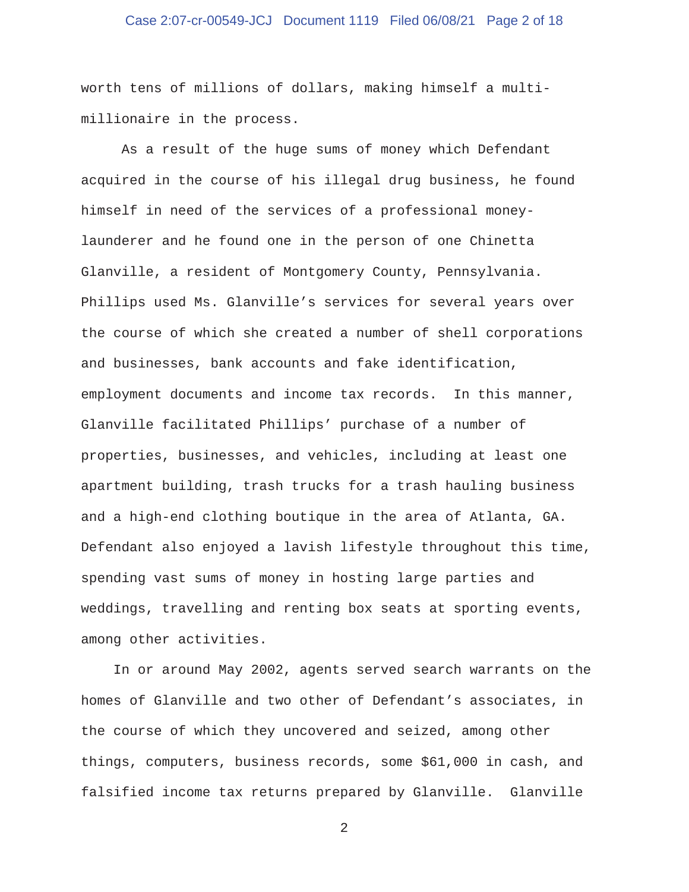worth tens of millions of dollars, making himself a multi-millionaire in the process.

As a result of the huge sums of money which Defendant acquired in the course of his illegal drug business, he found himself in need of the services of a professional money-launderer and he found one in the person of one Chinetta Glanville, a resident of Montgomery County, Pennsylvania. Phillips used Ms. Glanville's services for several years over the course of which she created a number of shell corporations and businesses, bank accounts and fake identification, employment documents and income tax records. In this manner, Glanville facilitated Phillips' purchase of a number of properties, businesses, and vehicles, including at least one apartment building, trash trucks for a trash hauling business and a high-end clothing boutique in the area of Atlanta, GA. Defendant also enjoyed a lavish lifestyle throughout this time, spending vast sums of money in hosting large parties and weddings, travelling and renting box seats at sporting events, among other activities.

In or around May 2002, agents served search warrants on the homes of Glanville and two other of Defendant's associates, in the course of which they uncovered and seized, among other things, computers, business records, some $61,000 in cash, and falsified income tax returns prepared by Glanville. Glanville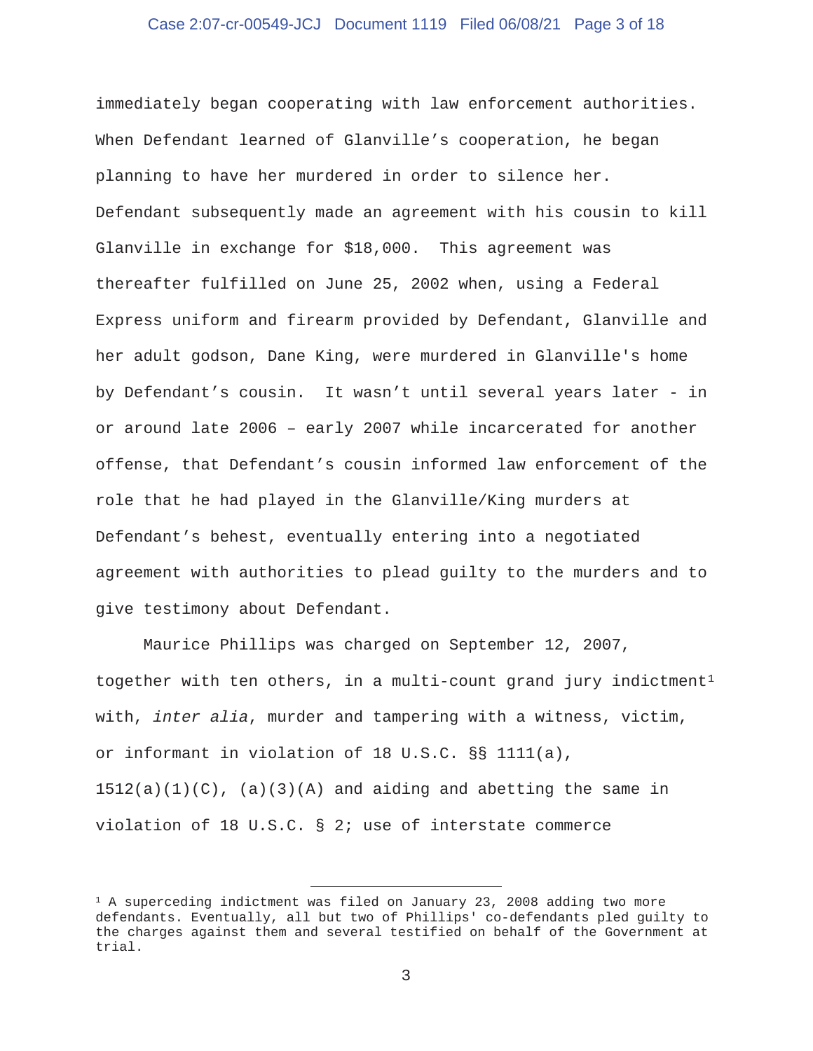immediately began cooperating with law enforcement authorities. When Defendant learned of Glanville's cooperation, he began planning to have her murdered in order to silence her. Defendant subsequently made an agreement with his cousin to kill Glanville in exchange for $18,000. This agreement was thereafter fulfilled on June 25, 2002 when, using a Federal Express uniform and firearm provided by Defendant, Glanville and her adult godson, Dane King, were murdered in Glanville's home by Defendant's cousin. It wasn't until several years later - in or around late 2006 – early 2007 while incarcerated for another offense, that Defendant's cousin informed law enforcement of the role that he had played in the Glanville/King murders at Defendant's behest, eventually entering into a negotiated agreement with authorities to plead guilty to the murders and to give testimony about Defendant.

Maurice Phillips was charged on September 12, 2007, together with ten others, in a multi-count grand jury indictment[1] with, *inter alia*, murder and tampering with a witness, victim, or informant in violation of 18 U.S.C. §§ 1111(a), 1512(a)(1)(C), (a)(3)(A) and aiding and abetting the same in violation of 18 U.S.C. § 2; use of interstate commerce

---

[1] A superceding indictment was filed on January 23, 2008 adding two more defendants. Eventually, all but two of Phillips' co-defendants pled guilty to the charges against them and several testified on behalf of the Government at trial.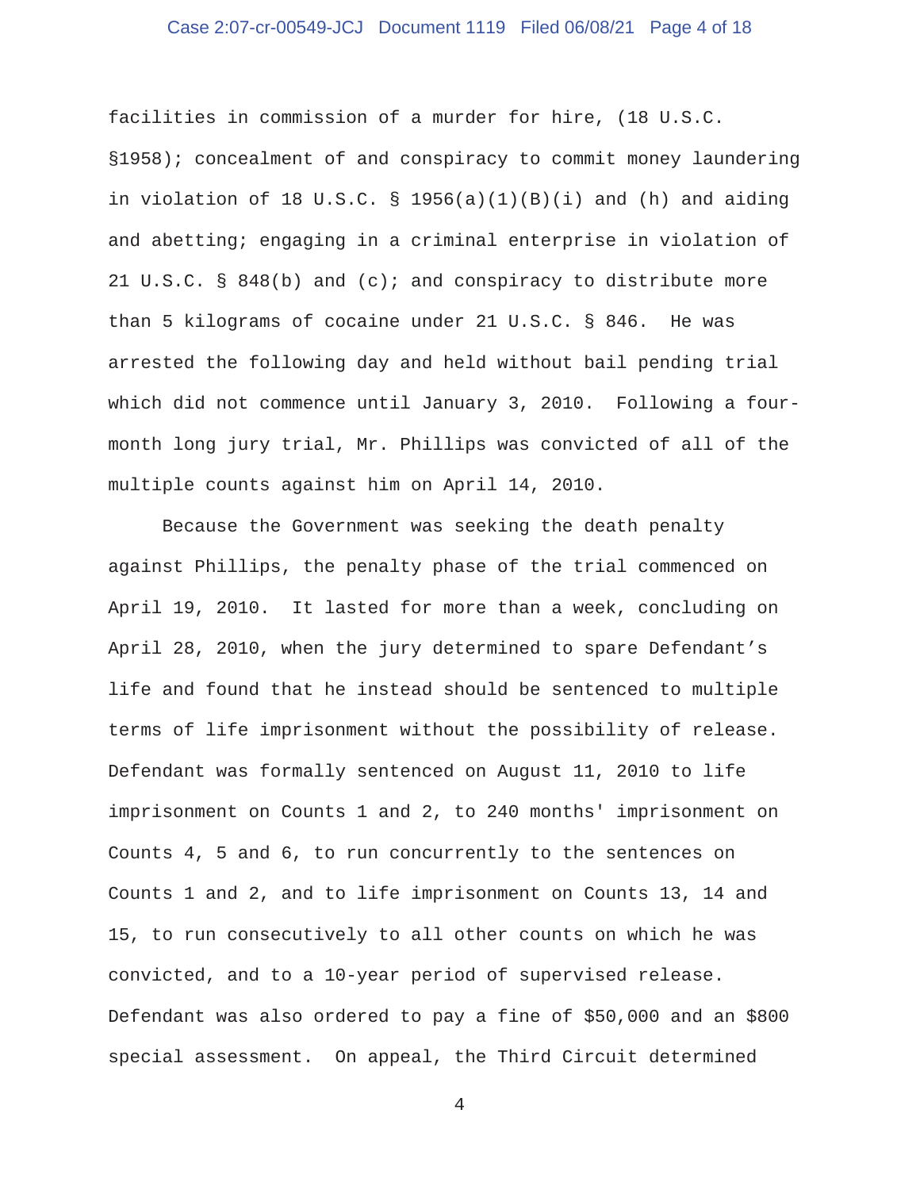facilities in commission of a murder for hire, (18 U.S.C. §1958); concealment of and conspiracy to commit money laundering in violation of 18 U.S.C. § 1956(a)(1)(B)(i) and (h) and aiding and abetting; engaging in a criminal enterprise in violation of 21 U.S.C. § 848(b) and (c); and conspiracy to distribute more than 5 kilograms of cocaine under 21 U.S.C. § 846. He was arrested the following day and held without bail pending trial which did not commence until January 3, 2010. Following a four-month long jury trial, Mr. Phillips was convicted of all of the multiple counts against him on April 14, 2010.

Because the Government was seeking the death penalty against Phillips, the penalty phase of the trial commenced on April 19, 2010. It lasted for more than a week, concluding on April 28, 2010, when the jury determined to spare Defendant's life and found that he instead should be sentenced to multiple terms of life imprisonment without the possibility of release. Defendant was formally sentenced on August 11, 2010 to life imprisonment on Counts 1 and 2, to 240 months' imprisonment on Counts 4, 5 and 6, to run concurrently to the sentences on Counts 1 and 2, and to life imprisonment on Counts 13, 14 and 15, to run consecutively to all other counts on which he was convicted, and to a 10-year period of supervised release. Defendant was also ordered to pay a fine of $50,000 and an $800 special assessment. On appeal, the Third Circuit determined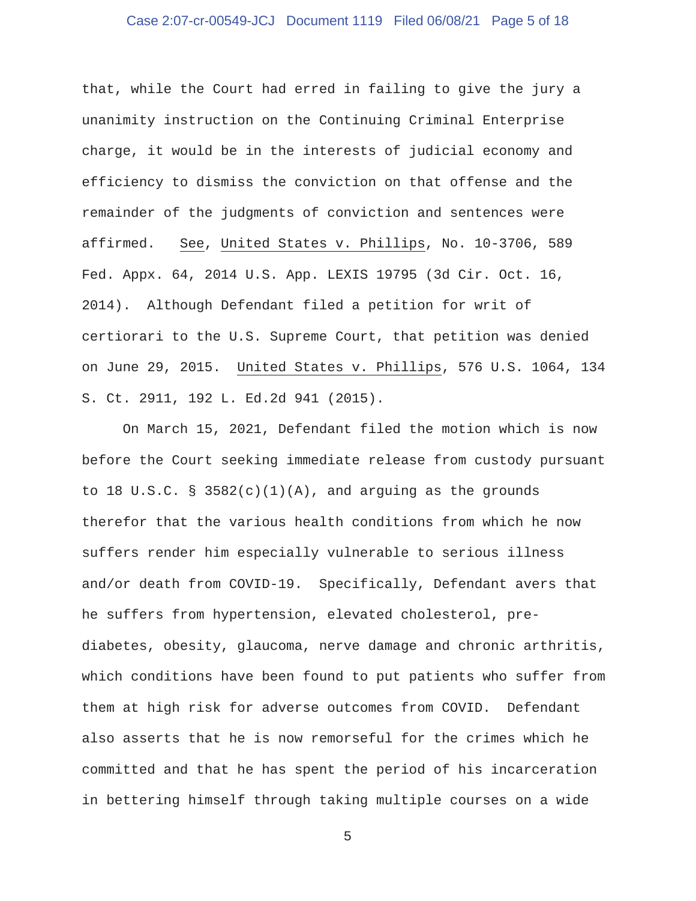that, while the Court had erred in failing to give the jury a unanimity instruction on the Continuing Criminal Enterprise charge, it would be in the interests of judicial economy and efficiency to dismiss the conviction on that offense and the remainder of the judgments of conviction and sentences were affirmed. See, United States v. Phillips, No. 10-3706, 589 Fed. Appx. 64, 2014 U.S. App. LEXIS 19795 (3d Cir. Oct. 16, 2014). Although Defendant filed a petition for writ of certiorari to the U.S. Supreme Court, that petition was denied on June 29, 2015. United States v. Phillips, 576 U.S. 1064, 134 S. Ct. 2911, 192 L. Ed.2d 941 (2015).

On March 15, 2021, Defendant filed the motion which is now before the Court seeking immediate release from custody pursuant to 18 U.S.C. § 3582(c)(1)(A), and arguing as the grounds therefor that the various health conditions from which he now suffers render him especially vulnerable to serious illness and/or death from COVID-19. Specifically, Defendant avers that he suffers from hypertension, elevated cholesterol, pre-diabetes, obesity, glaucoma, nerve damage and chronic arthritis, which conditions have been found to put patients who suffer from them at high risk for adverse outcomes from COVID. Defendant also asserts that he is now remorseful for the crimes which he committed and that he has spent the period of his incarceration in bettering himself through taking multiple courses on a wide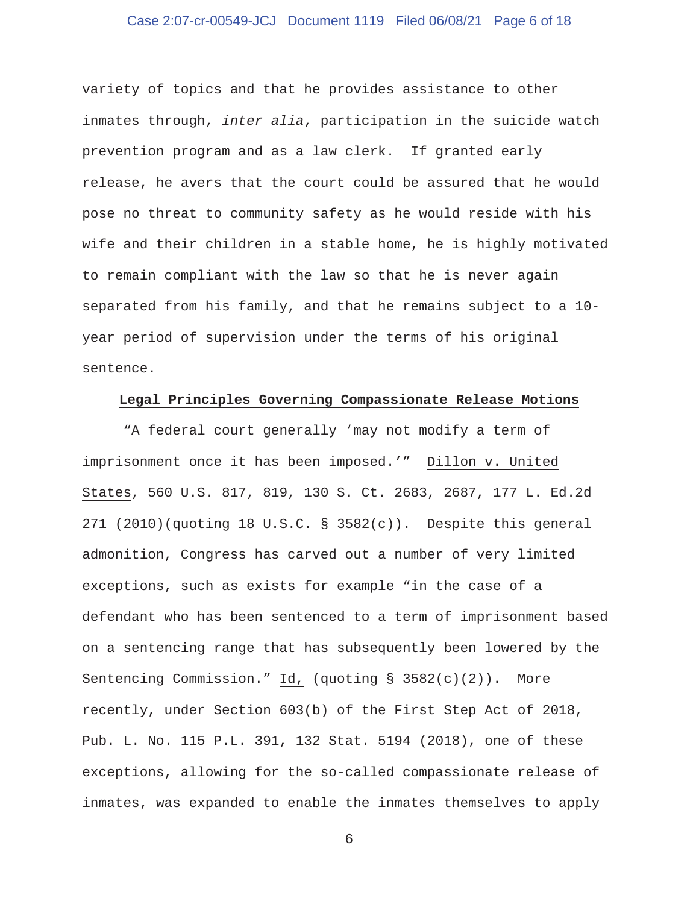variety of topics and that he provides assistance to other inmates through, *inter alia*, participation in the suicide watch prevention program and as a law clerk. If granted early release, he avers that the court could be assured that he would pose no threat to community safety as he would reside with his wife and their children in a stable home, he is highly motivated to remain compliant with the law so that he is never again separated from his family, and that he remains subject to a 10-year period of supervision under the terms of his original sentence.

**Legal Principles Governing Compassionate Release Motions**

"A federal court generally 'may not modify a term of imprisonment once it has been imposed.'" Dillon v. United States, 560 U.S. 817, 819, 130 S. Ct. 2683, 2687, 177 L. Ed.2d 271 (2010)(quoting 18 U.S.C. § 3582(c)). Despite this general admonition, Congress has carved out a number of very limited exceptions, such as exists for example "in the case of a defendant who has been sentenced to a term of imprisonment based on a sentencing range that has subsequently been lowered by the Sentencing Commission." Id, (quoting § 3582(c)(2)). More recently, under Section 603(b) of the First Step Act of 2018, Pub. L. No. 115 P.L. 391, 132 Stat. 5194 (2018), one of these exceptions, allowing for the so-called compassionate release of inmates, was expanded to enable the inmates themselves to apply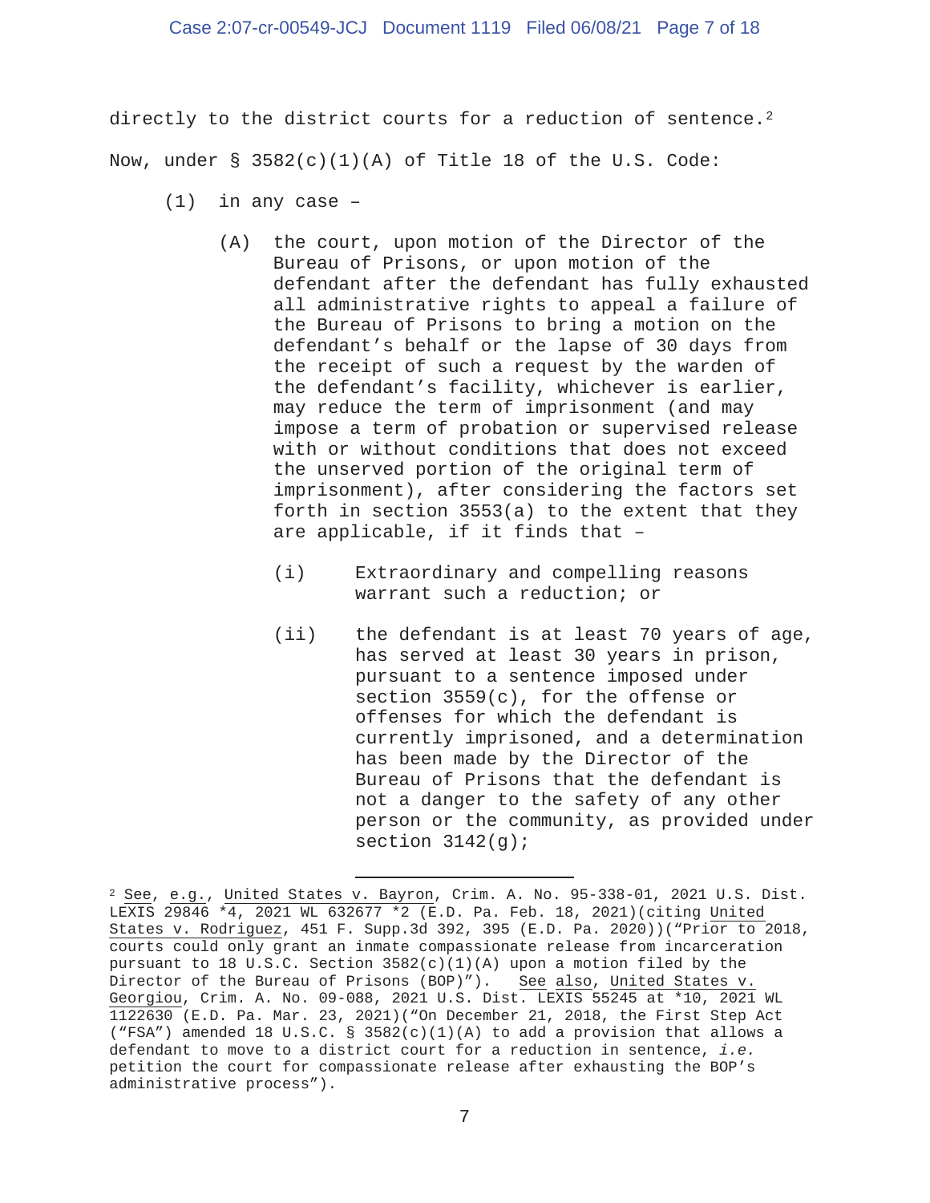directly to the district courts for a reduction of sentence.[2]

Now, under § 3582(c)(1)(A) of Title 18 of the U.S. Code:

> (1) in any case –
>
> > (A) the court, upon motion of the Director of the Bureau of Prisons, or upon motion of the defendant after the defendant has fully exhausted all administrative rights to appeal a failure of the Bureau of Prisons to bring a motion on the defendant's behalf or the lapse of 30 days from the receipt of such a request by the warden of the defendant's facility, whichever is earlier, may reduce the term of imprisonment (and may impose a term of probation or supervised release with or without conditions that does not exceed the unserved portion of the original term of imprisonment), after considering the factors set forth in section 3553(a) to the extent that they are applicable, if it finds that –
> >
> > > (i) Extraordinary and compelling reasons warrant such a reduction; or
> > >
> > > (ii) the defendant is at least 70 years of age, has served at least 30 years in prison, pursuant to a sentence imposed under section 3559(c), for the offense or offenses for which the defendant is currently imprisoned, and a determination has been made by the Director of the Bureau of Prisons that the defendant is not a danger to the safety of any other person or the community, as provided under section 3142(g);

---

[2] See, e.g., United States v. Bayron, Crim. A. No. 95-338-01, 2021 U.S. Dist. LEXIS 29846 *4, 2021 WL 632677 *2 (E.D. Pa. Feb. 18, 2021)(citing United States v. Rodriguez, 451 F. Supp.3d 392, 395 (E.D. Pa. 2020))("Prior to 2018, courts could only grant an inmate compassionate release from incarceration pursuant to 18 U.S.C. Section 3582(c)(1)(A) upon a motion filed by the Director of the Bureau of Prisons (BOP)"). See also, United States v. Georgiou, Crim. A. No. 09-088, 2021 U.S. Dist. LEXIS 55245 at *10, 2021 WL 1122630 (E.D. Pa. Mar. 23, 2021)("On December 21, 2018, the First Step Act ("FSA") amended 18 U.S.C. § 3582(c)(1)(A) to add a provision that allows a defendant to move to a district court for a reduction in sentence, *i.e.* petition the court for compassionate release after exhausting the BOP's administrative process").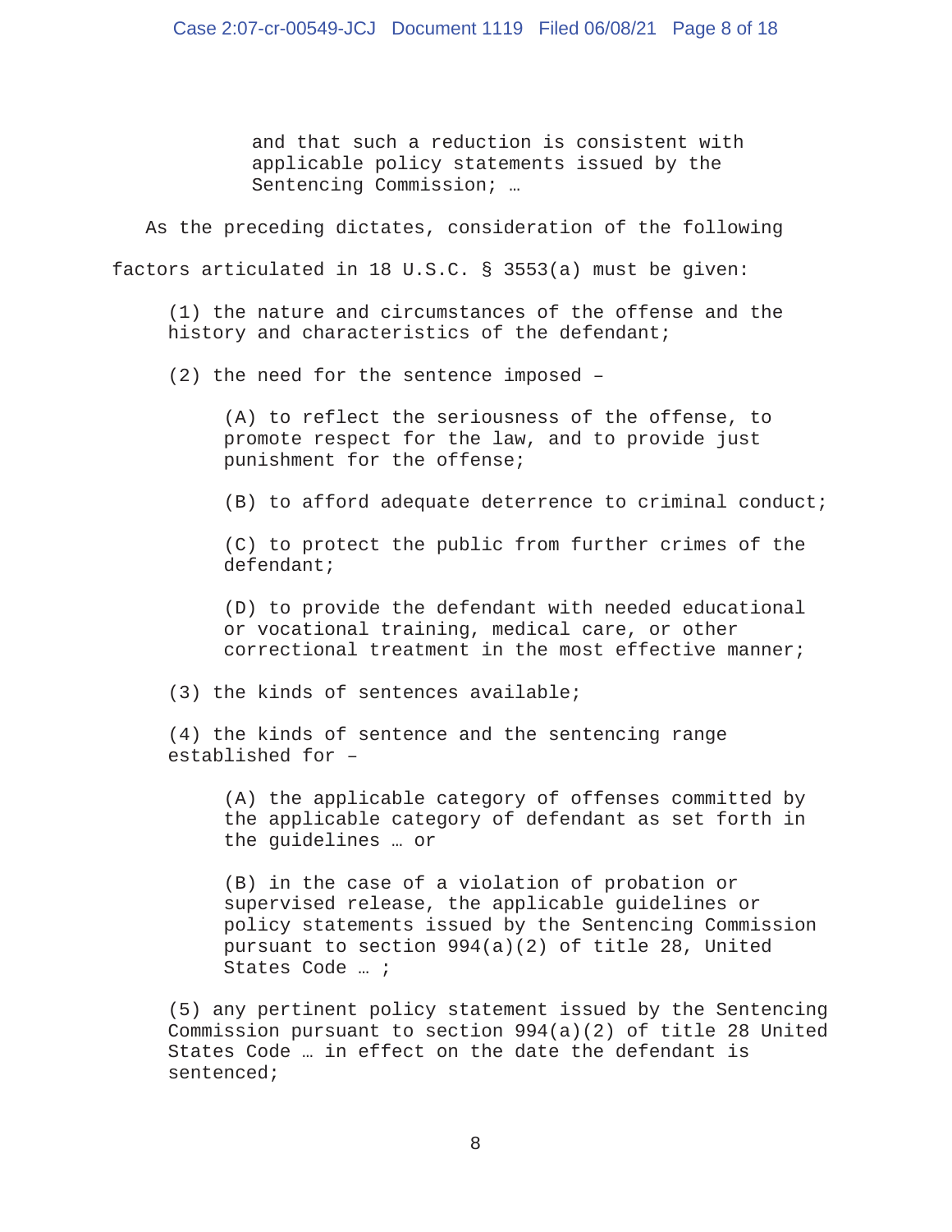> and that such a reduction is consistent with applicable policy statements issued by the Sentencing Commission; …

As the preceding dictates, consideration of the following factors articulated in 18 U.S.C. § 3553(a) must be given:

> (1) the nature and circumstances of the offense and the history and characteristics of the defendant;
>
> (2) the need for the sentence imposed –
>
> > (A) to reflect the seriousness of the offense, to promote respect for the law, and to provide just punishment for the offense;
> >
> > (B) to afford adequate deterrence to criminal conduct;
> >
> > (C) to protect the public from further crimes of the defendant;
> >
> > (D) to provide the defendant with needed educational or vocational training, medical care, or other correctional treatment in the most effective manner;
>
> (3) the kinds of sentences available;
>
> (4) the kinds of sentence and the sentencing range established for –
>
> > (A) the applicable category of offenses committed by the applicable category of defendant as set forth in the guidelines … or
> >
> > (B) in the case of a violation of probation or supervised release, the applicable guidelines or policy statements issued by the Sentencing Commission pursuant to section 994(a)(2) of title 28, United States Code … ;
>
> (5) any pertinent policy statement issued by the Sentencing Commission pursuant to section 994(a)(2) of title 28 United States Code … in effect on the date the defendant is sentenced;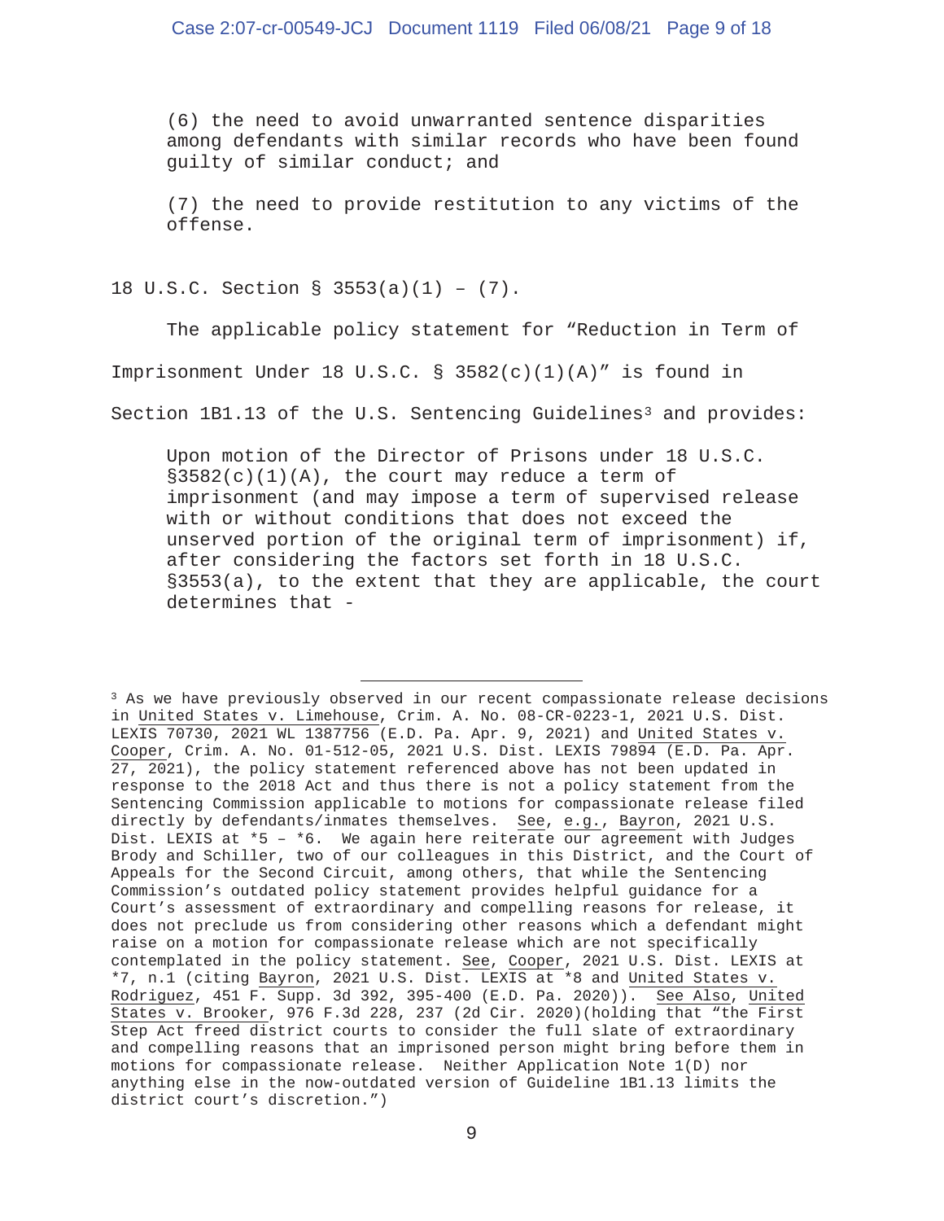> (6) the need to avoid unwarranted sentence disparities among defendants with similar records who have been found guilty of similar conduct; and
>
> (7) the need to provide restitution to any victims of the offense.

18 U.S.C. Section § 3553(a)(1) – (7).

The applicable policy statement for "Reduction in Term of Imprisonment Under 18 U.S.C. § 3582(c)(1)(A)" is found in Section 1B1.13 of the U.S. Sentencing Guidelines[3] and provides:

> Upon motion of the Director of Prisons under 18 U.S.C. §3582(c)(1)(A), the court may reduce a term of imprisonment (and may impose a term of supervised release with or without conditions that does not exceed the unserved portion of the original term of imprisonment) if, after considering the factors set forth in 18 U.S.C. §3553(a), to the extent that they are applicable, the court determines that -

---

[3] As we have previously observed in our recent compassionate release decisions in United States v. Limehouse, Crim. A. No. 08-CR-0223-1, 2021 U.S. Dist. LEXIS 70730, 2021 WL 1387756 (E.D. Pa. Apr. 9, 2021) and United States v. Cooper, Crim. A. No. 01-512-05, 2021 U.S. Dist. LEXIS 79894 (E.D. Pa. Apr. 27, 2021), the policy statement referenced above has not been updated in response to the 2018 Act and thus there is not a policy statement from the Sentencing Commission applicable to motions for compassionate release filed directly by defendants/inmates themselves. See, e.g., Bayron, 2021 U.S. Dist. LEXIS at *5 – *6. We again here reiterate our agreement with Judges Brody and Schiller, two of our colleagues in this District, and the Court of Appeals for the Second Circuit, among others, that while the Sentencing Commission's outdated policy statement provides helpful guidance for a Court's assessment of extraordinary and compelling reasons for release, it does not preclude us from considering other reasons which a defendant might raise on a motion for compassionate release which are not specifically contemplated in the policy statement. See, Cooper, 2021 U.S. Dist. LEXIS at *7, n.1 (citing Bayron, 2021 U.S. Dist. LEXIS at *8 and United States v. Rodriguez, 451 F. Supp. 3d 392, 395-400 (E.D. Pa. 2020)). See Also, United States v. Brooker, 976 F.3d 228, 237 (2d Cir. 2020)(holding that "the First Step Act freed district courts to consider the full slate of extraordinary and compelling reasons that an imprisoned person might bring before them in motions for compassionate release. Neither Application Note 1(D) nor anything else in the now-outdated version of Guideline 1B1.13 limits the district court's discretion.")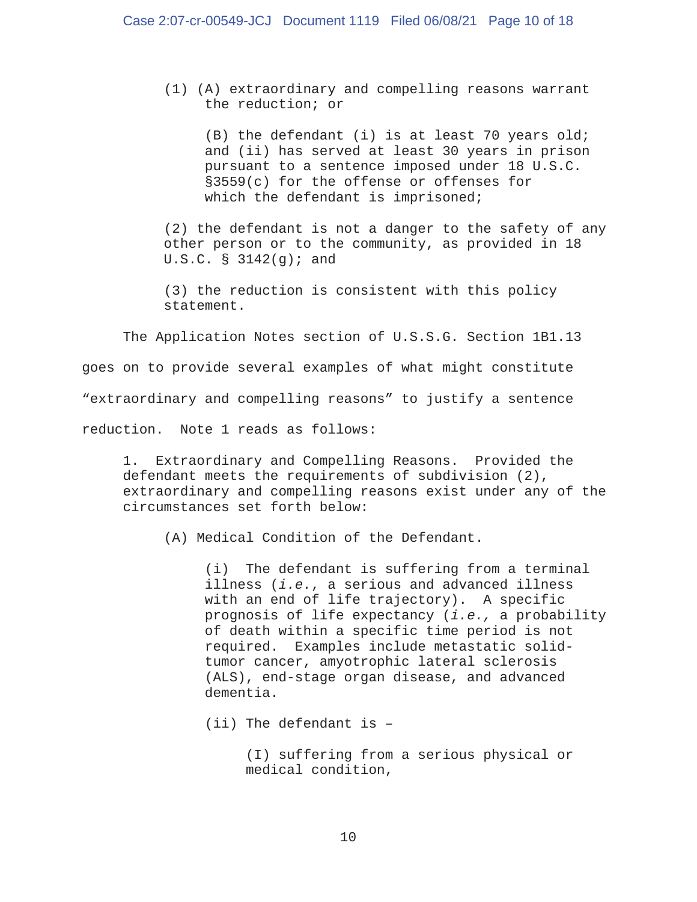(1) (A) extraordinary and compelling reasons warrant the reduction; or

(B) the defendant (i) is at least 70 years old; and (ii) has served at least 30 years in prison pursuant to a sentence imposed under 18 U.S.C. §3559(c) for the offense or offenses for which the defendant is imprisoned;

(2) the defendant is not a danger to the safety of any other person or to the community, as provided in 18 U.S.C. § 3142(g); and

(3) the reduction is consistent with this policy statement.

The Application Notes section of U.S.S.G. Section 1B1.13 goes on to provide several examples of what might constitute "extraordinary and compelling reasons" to justify a sentence reduction. Note 1 reads as follows:

> 1. Extraordinary and Compelling Reasons. Provided the defendant meets the requirements of subdivision (2), extraordinary and compelling reasons exist under any of the circumstances set forth below:
>
> (A) Medical Condition of the Defendant.
>
> (i) The defendant is suffering from a terminal illness (*i.e.*, a serious and advanced illness with an end of life trajectory). A specific prognosis of life expectancy (*i.e.,* a probability of death within a specific time period is not required. Examples include metastatic solid-tumor cancer, amyotrophic lateral sclerosis (ALS), end-stage organ disease, and advanced dementia.
>
> (ii) The defendant is –
>
> (I) suffering from a serious physical or medical condition,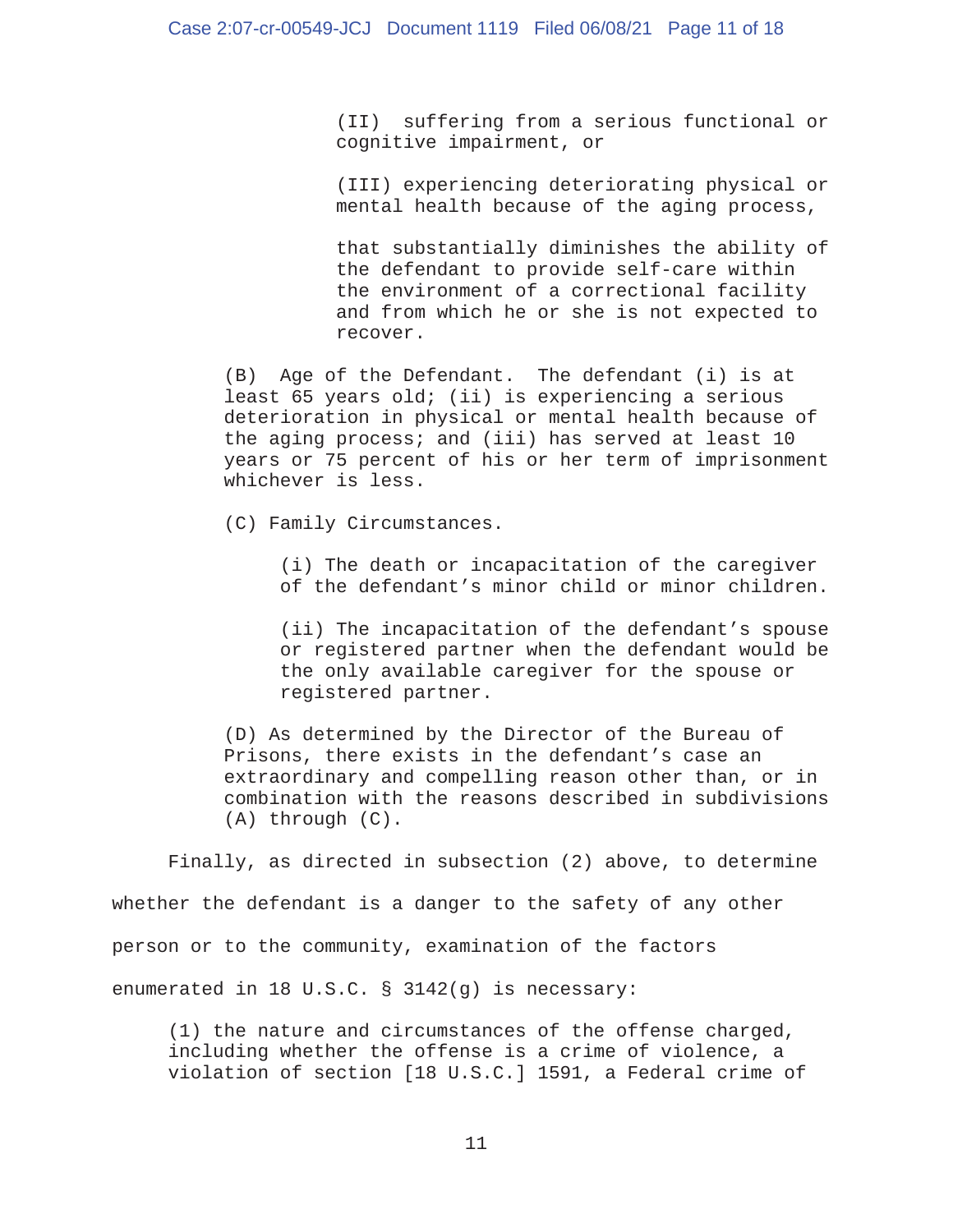(II) suffering from a serious functional or cognitive impairment, or

(III) experiencing deteriorating physical or mental health because of the aging process,

that substantially diminishes the ability of the defendant to provide self-care within the environment of a correctional facility and from which he or she is not expected to recover.

(B) Age of the Defendant. The defendant (i) is at least 65 years old; (ii) is experiencing a serious deterioration in physical or mental health because of the aging process; and (iii) has served at least 10 years or 75 percent of his or her term of imprisonment whichever is less.

(C) Family Circumstances.

(i) The death or incapacitation of the caregiver of the defendant's minor child or minor children.

(ii) The incapacitation of the defendant's spouse or registered partner when the defendant would be the only available caregiver for the spouse or registered partner.

(D) As determined by the Director of the Bureau of Prisons, there exists in the defendant's case an extraordinary and compelling reason other than, or in combination with the reasons described in subdivisions (A) through (C).

Finally, as directed in subsection (2) above, to determine whether the defendant is a danger to the safety of any other person or to the community, examination of the factors enumerated in 18 U.S.C. § 3142(g) is necessary:

(1) the nature and circumstances of the offense charged, including whether the offense is a crime of violence, a violation of section [18 U.S.C.] 1591, a Federal crime of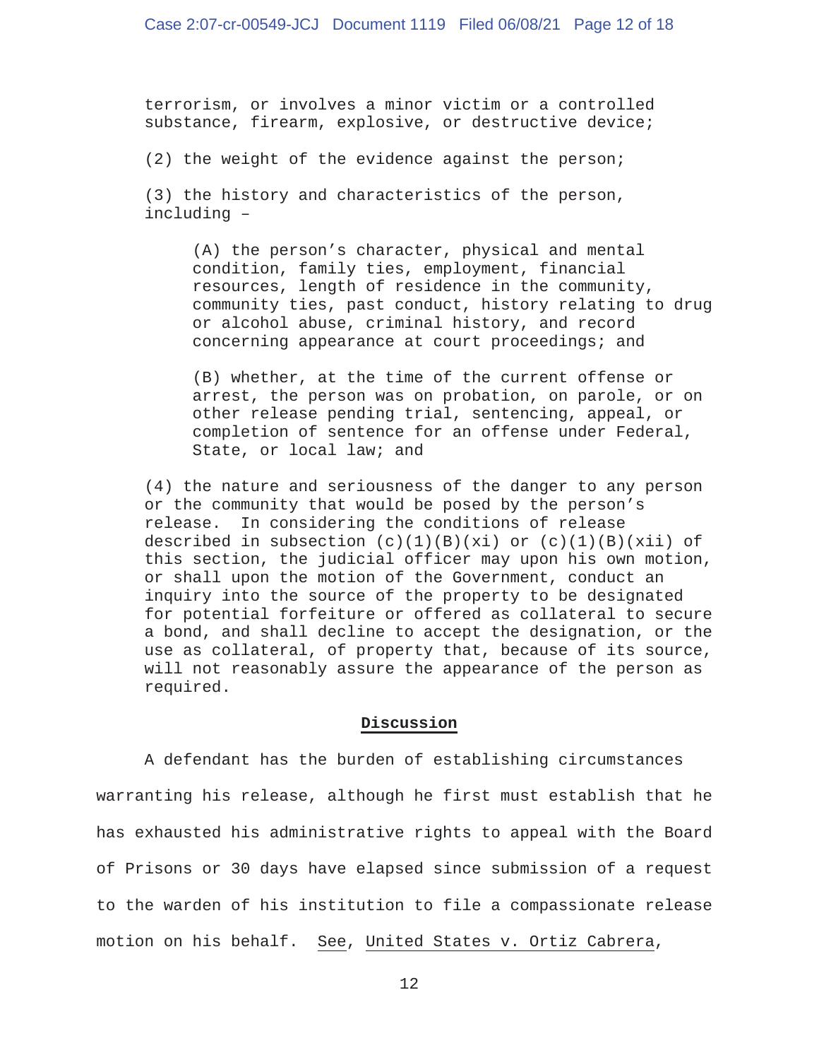terrorism, or involves a minor victim or a controlled substance, firearm, explosive, or destructive device;

(2) the weight of the evidence against the person;

(3) the history and characteristics of the person, including –

> (A) the person's character, physical and mental condition, family ties, employment, financial resources, length of residence in the community, community ties, past conduct, history relating to drug or alcohol abuse, criminal history, and record concerning appearance at court proceedings; and
>
> (B) whether, at the time of the current offense or arrest, the person was on probation, on parole, or on other release pending trial, sentencing, appeal, or completion of sentence for an offense under Federal, State, or local law; and

(4) the nature and seriousness of the danger to any person or the community that would be posed by the person's release. In considering the conditions of release described in subsection (c)(1)(B)(xi) or (c)(1)(B)(xii) of this section, the judicial officer may upon his own motion, or shall upon the motion of the Government, conduct an inquiry into the source of the property to be designated for potential forfeiture or offered as collateral to secure a bond, and shall decline to accept the designation, or the use as collateral, of property that, because of its source, will not reasonably assure the appearance of the person as required.

## Discussion

A defendant has the burden of establishing circumstances warranting his release, although he first must establish that he has exhausted his administrative rights to appeal with the Board of Prisons or 30 days have elapsed since submission of a request to the warden of his institution to file a compassionate release motion on his behalf. See, United States v. Ortiz Cabrera,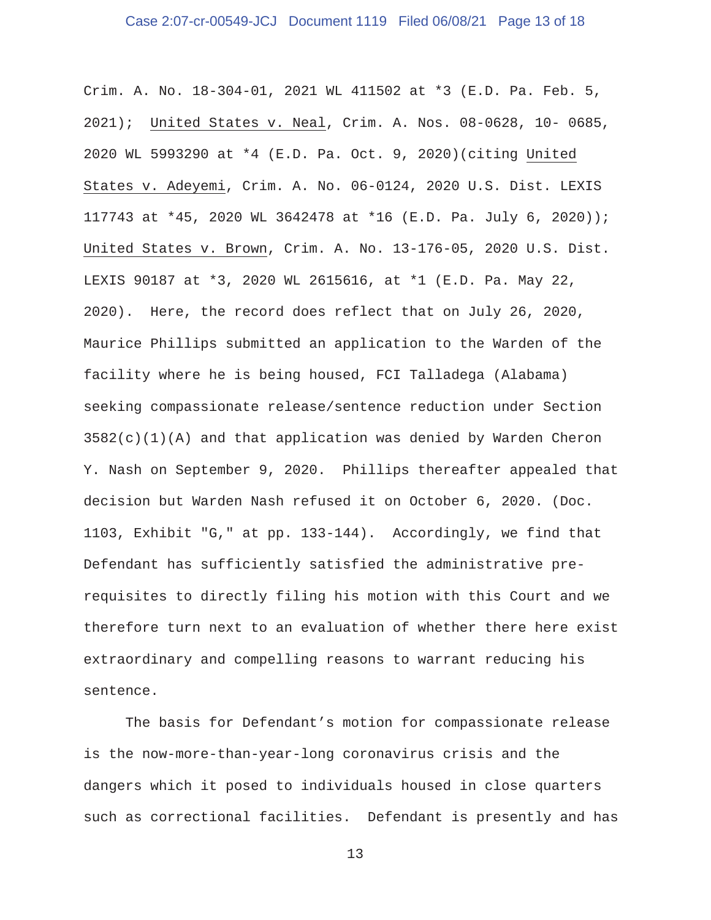Crim. A. No. 18-304-01, 2021 WL 411502 at *3 (E.D. Pa. Feb. 5, 2021); United States v. Neal, Crim. A. Nos. 08-0628, 10- 0685, 2020 WL 5993290 at *4 (E.D. Pa. Oct. 9, 2020)(citing United States v. Adeyemi, Crim. A. No. 06-0124, 2020 U.S. Dist. LEXIS 117743 at *45, 2020 WL 3642478 at *16 (E.D. Pa. July 6, 2020)); United States v. Brown, Crim. A. No. 13-176-05, 2020 U.S. Dist. LEXIS 90187 at *3, 2020 WL 2615616, at *1 (E.D. Pa. May 22, 2020). Here, the record does reflect that on July 26, 2020, Maurice Phillips submitted an application to the Warden of the facility where he is being housed, FCI Talladega (Alabama) seeking compassionate release/sentence reduction under Section 3582(c)(1)(A) and that application was denied by Warden Cheron Y. Nash on September 9, 2020. Phillips thereafter appealed that decision but Warden Nash refused it on October 6, 2020. (Doc. 1103, Exhibit "G," at pp. 133-144). Accordingly, we find that Defendant has sufficiently satisfied the administrative pre-requisites to directly filing his motion with this Court and we therefore turn next to an evaluation of whether there here exist extraordinary and compelling reasons to warrant reducing his sentence.

The basis for Defendant's motion for compassionate release is the now-more-than-year-long coronavirus crisis and the dangers which it posed to individuals housed in close quarters such as correctional facilities. Defendant is presently and has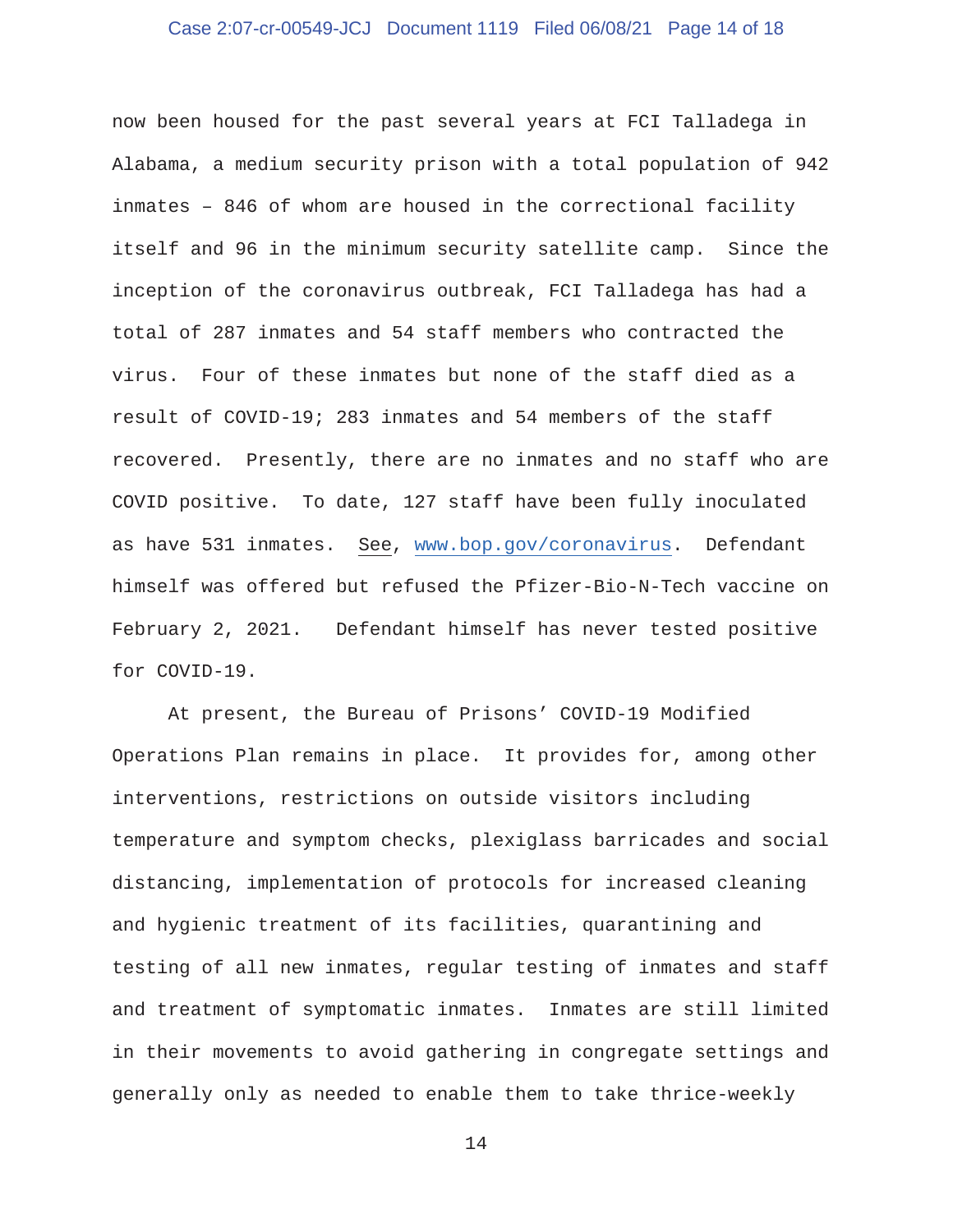now been housed for the past several years at FCI Talladega in Alabama, a medium security prison with a total population of 942 inmates – 846 of whom are housed in the correctional facility itself and 96 in the minimum security satellite camp. Since the inception of the coronavirus outbreak, FCI Talladega has had a total of 287 inmates and 54 staff members who contracted the virus. Four of these inmates but none of the staff died as a result of COVID-19; 283 inmates and 54 members of the staff recovered. Presently, there are no inmates and no staff who are COVID positive. To date, 127 staff have been fully inoculated as have 531 inmates. See, www.bop.gov/coronavirus. Defendant himself was offered but refused the Pfizer-Bio-N-Tech vaccine on February 2, 2021. Defendant himself has never tested positive for COVID-19.

At present, the Bureau of Prisons' COVID-19 Modified Operations Plan remains in place. It provides for, among other interventions, restrictions on outside visitors including temperature and symptom checks, plexiglass barricades and social distancing, implementation of protocols for increased cleaning and hygienic treatment of its facilities, quarantining and testing of all new inmates, regular testing of inmates and staff and treatment of symptomatic inmates. Inmates are still limited in their movements to avoid gathering in congregate settings and generally only as needed to enable them to take thrice-weekly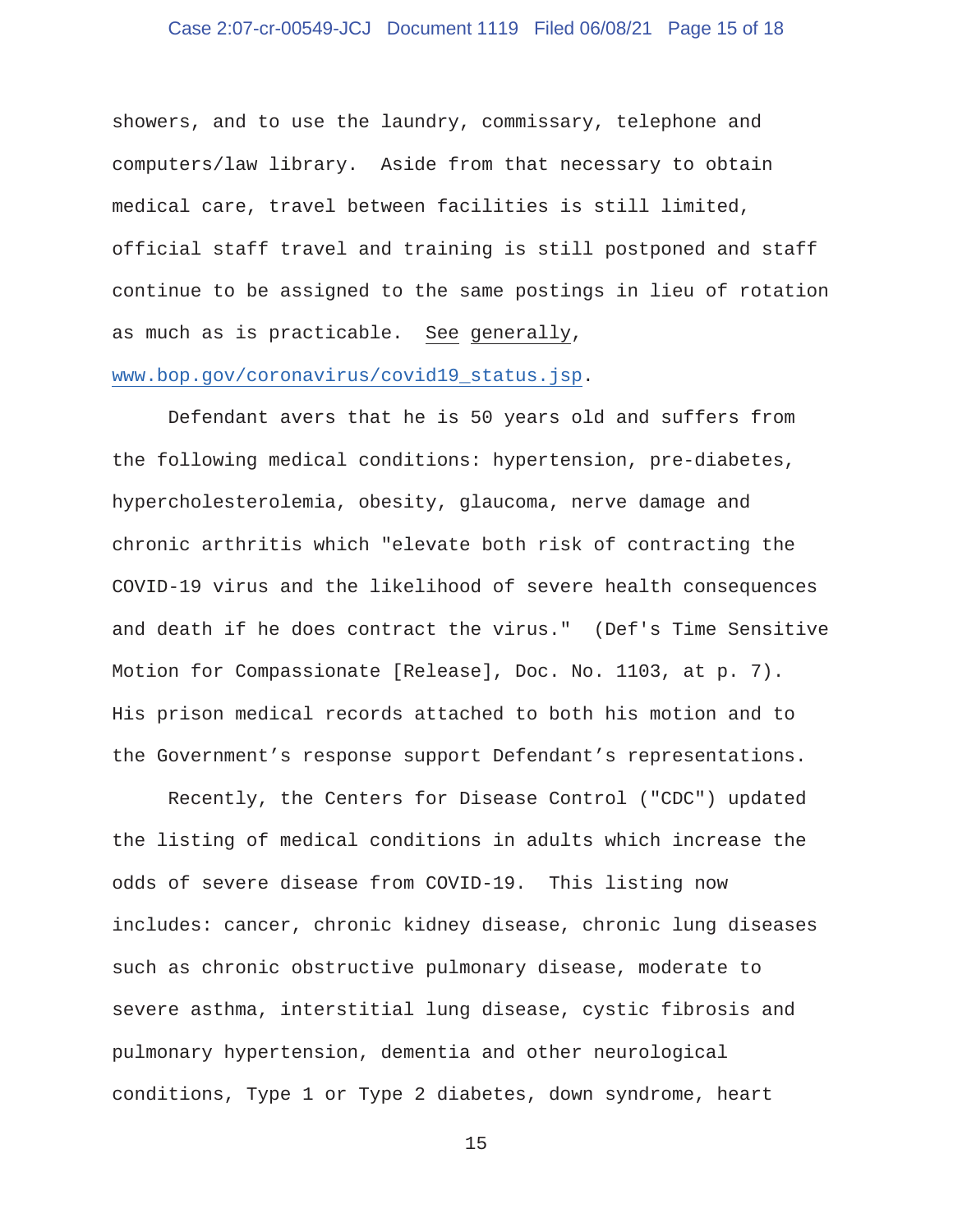showers, and to use the laundry, commissary, telephone and computers/law library. Aside from that necessary to obtain medical care, travel between facilities is still limited, official staff travel and training is still postponed and staff continue to be assigned to the same postings in lieu of rotation as much as is practicable. See generally, www.bop.gov/coronavirus/covid19_status.jsp.

Defendant avers that he is 50 years old and suffers from the following medical conditions: hypertension, pre-diabetes, hypercholesterolemia, obesity, glaucoma, nerve damage and chronic arthritis which "elevate both risk of contracting the COVID-19 virus and the likelihood of severe health consequences and death if he does contract the virus." (Def's Time Sensitive Motion for Compassionate [Release], Doc. No. 1103, at p. 7). His prison medical records attached to both his motion and to the Government's response support Defendant's representations.

Recently, the Centers for Disease Control ("CDC") updated the listing of medical conditions in adults which increase the odds of severe disease from COVID-19. This listing now includes: cancer, chronic kidney disease, chronic lung diseases such as chronic obstructive pulmonary disease, moderate to severe asthma, interstitial lung disease, cystic fibrosis and pulmonary hypertension, dementia and other neurological conditions, Type 1 or Type 2 diabetes, down syndrome, heart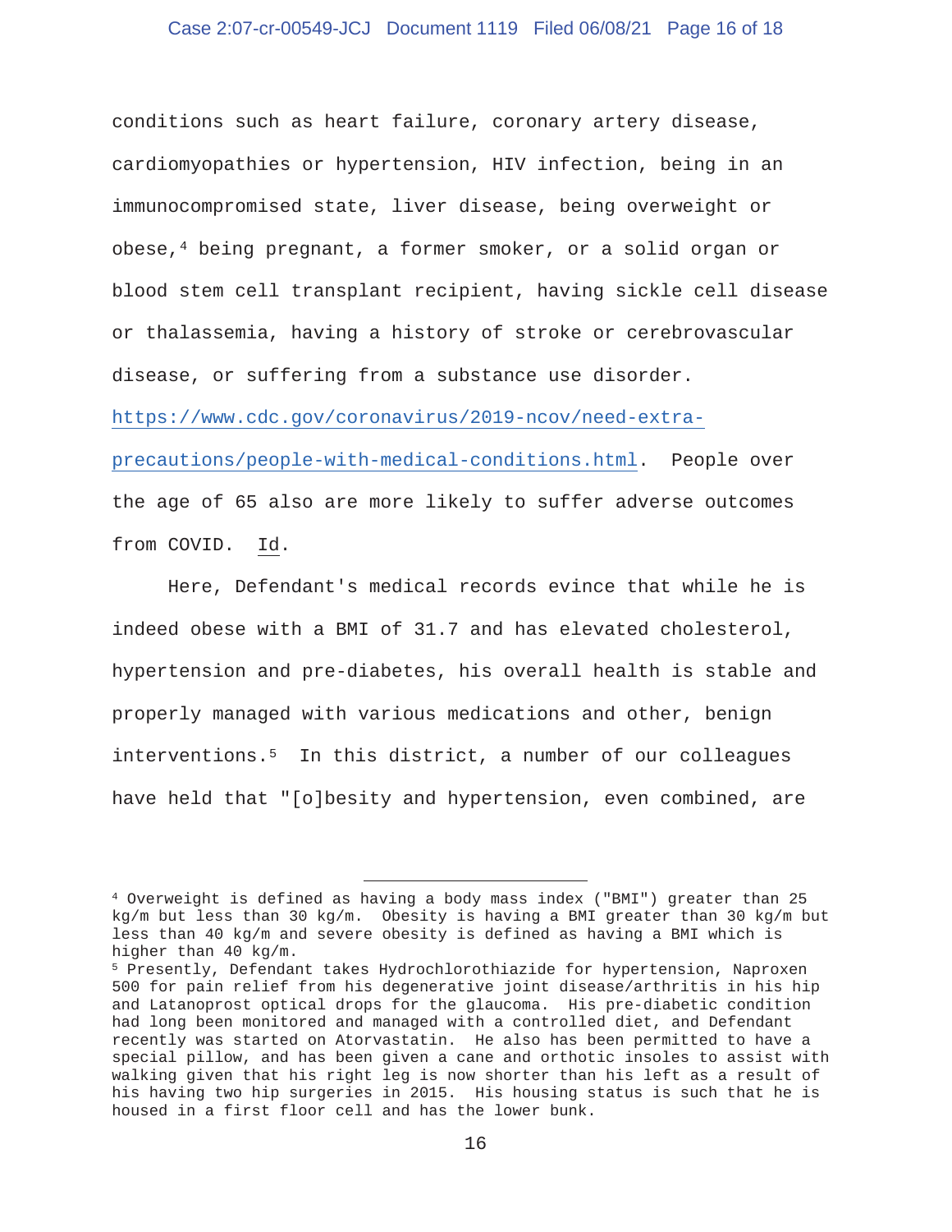conditions such as heart failure, coronary artery disease, cardiomyopathies or hypertension, HIV infection, being in an immunocompromised state, liver disease, being overweight or obese,[4] being pregnant, a former smoker, or a solid organ or blood stem cell transplant recipient, having sickle cell disease or thalassemia, having a history of stroke or cerebrovascular disease, or suffering from a substance use disorder. https://www.cdc.gov/coronavirus/2019-ncov/need-extra-precautions/people-with-medical-conditions.html. People over the age of 65 also are more likely to suffer adverse outcomes from COVID. Id.

Here, Defendant's medical records evince that while he is indeed obese with a BMI of 31.7 and has elevated cholesterol, hypertension and pre-diabetes, his overall health is stable and properly managed with various medications and other, benign interventions.[5] In this district, a number of our colleagues have held that "[o]besity and hypertension, even combined, are

---

[4] Overweight is defined as having a body mass index ("BMI") greater than 25 kg/m but less than 30 kg/m. Obesity is having a BMI greater than 30 kg/m but less than 40 kg/m and severe obesity is defined as having a BMI which is higher than 40 kg/m.

[5] Presently, Defendant takes Hydrochlorothiazide for hypertension, Naproxen 500 for pain relief from his degenerative joint disease/arthritis in his hip and Latanoprost optical drops for the glaucoma. His pre-diabetic condition had long been monitored and managed with a controlled diet, and Defendant recently was started on Atorvastatin. He also has been permitted to have a special pillow, and has been given a cane and orthotic insoles to assist with walking given that his right leg is now shorter than his left as a result of his having two hip surgeries in 2015. His housing status is such that he is housed in a first floor cell and has the lower bunk.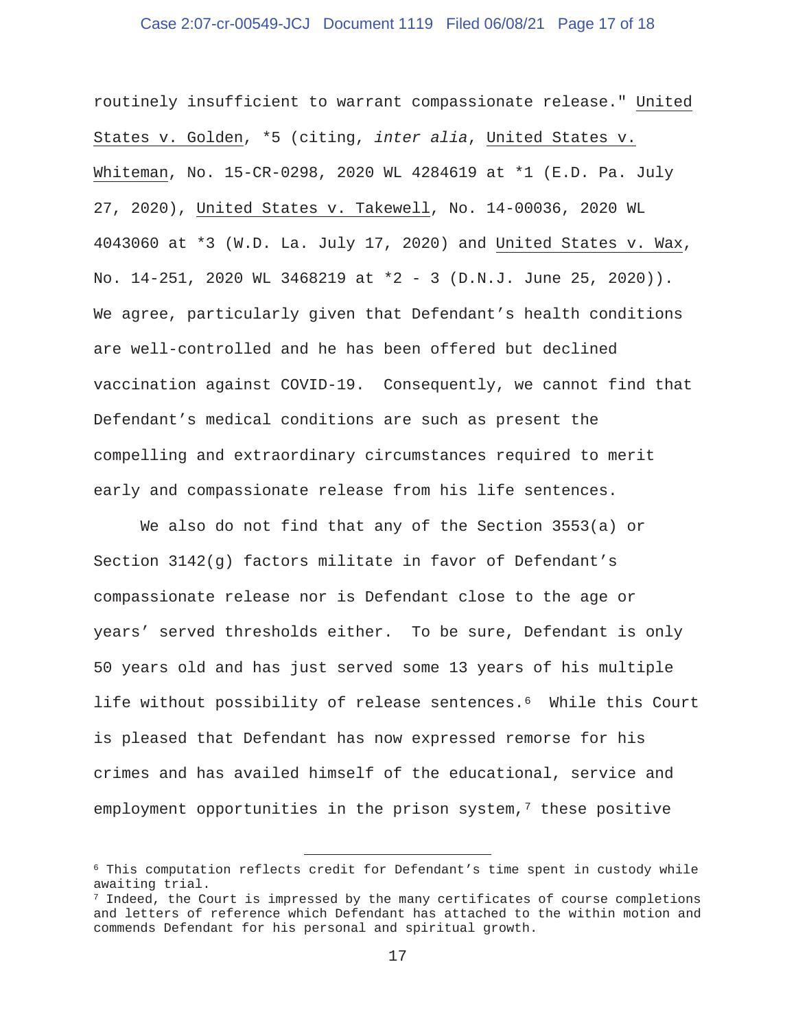routinely insufficient to warrant compassionate release." United States v. Golden, *5 (citing, *inter alia*, United States v. Whiteman, No. 15-CR-0298, 2020 WL 4284619 at *1 (E.D. Pa. July 27, 2020), United States v. Takewell, No. 14-00036, 2020 WL 4043060 at *3 (W.D. La. July 17, 2020) and United States v. Wax, No. 14-251, 2020 WL 3468219 at *2 - 3 (D.N.J. June 25, 2020)). We agree, particularly given that Defendant's health conditions are well-controlled and he has been offered but declined vaccination against COVID-19. Consequently, we cannot find that Defendant's medical conditions are such as present the compelling and extraordinary circumstances required to merit early and compassionate release from his life sentences.

We also do not find that any of the Section 3553(a) or Section 3142(g) factors militate in favor of Defendant's compassionate release nor is Defendant close to the age or years' served thresholds either. To be sure, Defendant is only 50 years old and has just served some 13 years of his multiple life without possibility of release sentences.[6] While this Court is pleased that Defendant has now expressed remorse for his crimes and has availed himself of the educational, service and employment opportunities in the prison system,[7] these positive

---

[6] This computation reflects credit for Defendant's time spent in custody while awaiting trial.

[7] Indeed, the Court is impressed by the many certificates of course completions and letters of reference which Defendant has attached to the within motion and commends Defendant for his personal and spiritual growth.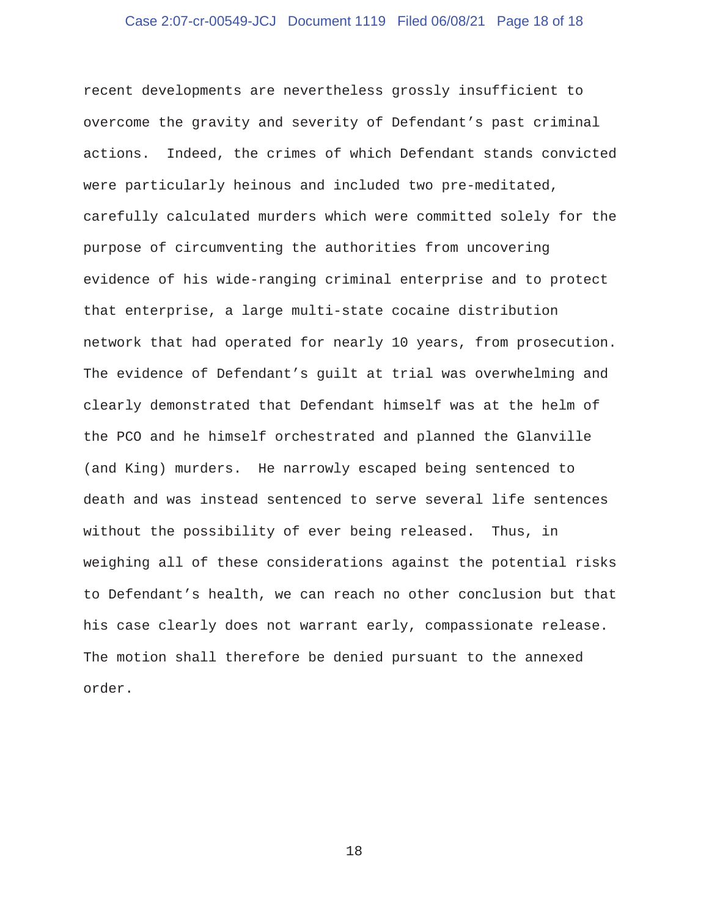recent developments are nevertheless grossly insufficient to overcome the gravity and severity of Defendant's past criminal actions. Indeed, the crimes of which Defendant stands convicted were particularly heinous and included two pre-meditated, carefully calculated murders which were committed solely for the purpose of circumventing the authorities from uncovering evidence of his wide-ranging criminal enterprise and to protect that enterprise, a large multi-state cocaine distribution network that had operated for nearly 10 years, from prosecution. The evidence of Defendant's guilt at trial was overwhelming and clearly demonstrated that Defendant himself was at the helm of the PCO and he himself orchestrated and planned the Glanville (and King) murders. He narrowly escaped being sentenced to death and was instead sentenced to serve several life sentences without the possibility of ever being released. Thus, in weighing all of these considerations against the potential risks to Defendant's health, we can reach no other conclusion but that his case clearly does not warrant early, compassionate release. The motion shall therefore be denied pursuant to the annexed order.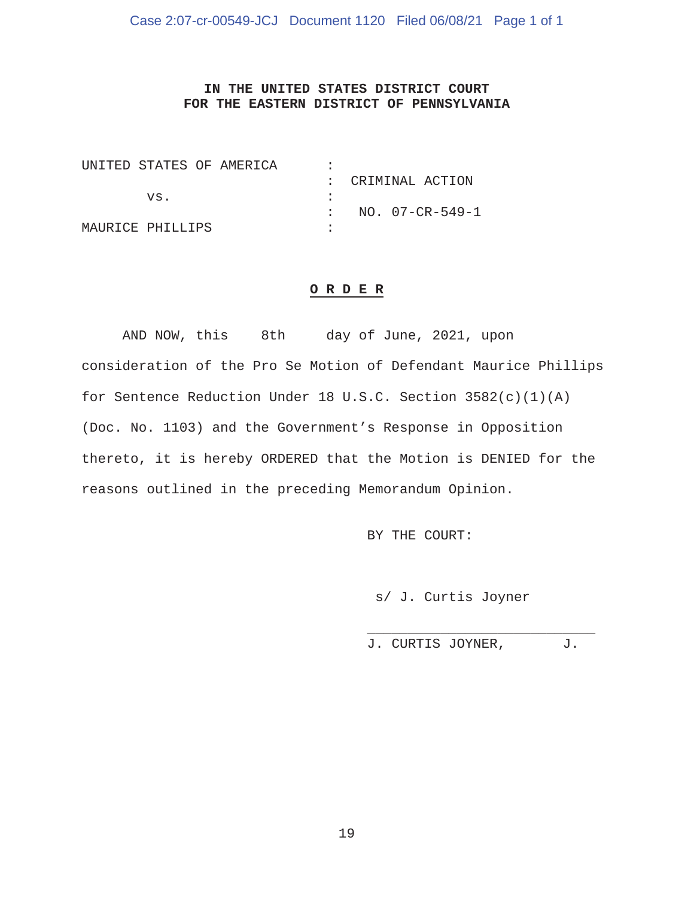**IN THE UNITED STATES DISTRICT COURT**
**FOR THE EASTERN DISTRICT OF PENNSYLVANIA**

| | | |
|---|---|---|
| UNITED STATES OF AMERICA | : | |
| | : | CRIMINAL ACTION |
| vs. | : | |
| | : | NO. 07-CR-549-1 |
| MAURICE PHILLIPS | : | |

**O R D E R**

AND NOW, this 8th day of June, 2021, upon consideration of the Pro Se Motion of Defendant Maurice Phillips for Sentence Reduction Under 18 U.S.C. Section 3582(c)(1)(A) (Doc. No. 1103) and the Government's Response in Opposition thereto, it is hereby ORDERED that the Motion is DENIED for the reasons outlined in the preceding Memorandum Opinion.

BY THE COURT:

s/ J. Curtis Joyner

J. CURTIS JOYNER, J.